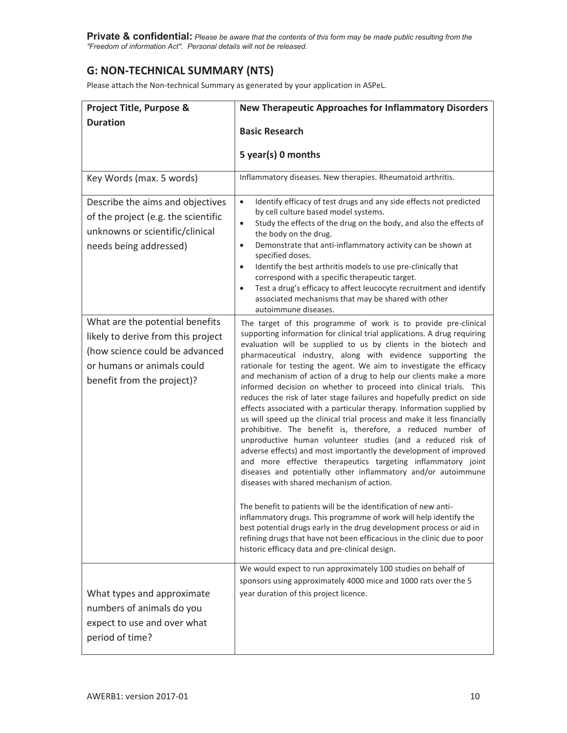**Private & confidential:** *Please be aware that the contents of this form may be made public resulting from the "Freedom of information Act". Personal details will not be released.*

## G: NON-TECHNICAL SUMMARY (NTS)

Please attach the Non-technical Summary as generated by your application in ASPeL.

| **Project Title, Purpose & Duration** | **New Therapeutic Approaches for Inflammatory Disorders**<br><br>**Basic Research**<br><br>**5 year(s) 0 months** |
|---|---|
| Key Words (max. 5 words) | Inflammatory diseases. New therapies. Rheumatoid arthritis. |
| Describe the aims and objectives of the project (e.g. the scientific unknowns or scientific/clinical needs being addressed) | • Identify efficacy of test drugs and any side effects not predicted by cell culture based model systems.<br>• Study the effects of the drug on the body, and also the effects of the body on the drug.<br>• Demonstrate that anti-inflammatory activity can be shown at specified doses.<br>• Identify the best arthritis models to use pre-clinically that correspond with a specific therapeutic target.<br>• Test a drug's efficacy to affect leucocyte recruitment and identify associated mechanisms that may be shared with other autoimmune diseases. |
| What are the potential benefits likely to derive from this project (how science could be advanced or humans or animals could benefit from the project)? | The target of this programme of work is to provide pre-clinical supporting information for clinical trial applications. A drug requiring evaluation will be supplied to us by clients in the biotech and pharmaceutical industry, along with evidence supporting the rationale for testing the agent. We aim to investigate the efficacy and mechanism of action of a drug to help our clients make a more informed decision on whether to proceed into clinical trials. This reduces the risk of later stage failures and hopefully predict on side effects associated with a particular therapy. Information supplied by us will speed up the clinical trial process and make it less financially prohibitive. The benefit is, therefore, a reduced number of unproductive human volunteer studies (and a reduced risk of adverse effects) and most importantly the development of improved and more effective therapeutics targeting inflammatory joint diseases and potentially other inflammatory and/or autoimmune diseases with shared mechanism of action.<br><br>The benefit to patients will be the identification of new anti-inflammatory drugs. This programme of work will help identify the best potential drugs early in the drug development process or aid in refining drugs that have not been efficacious in the clinic due to poor historic efficacy data and pre-clinical design. |
| What types and approximate numbers of animals do you expect to use and over what period of time? | We would expect to run approximately 100 studies on behalf of sponsors using approximately 4000 mice and 1000 rats over the 5 year duration of this project licence. |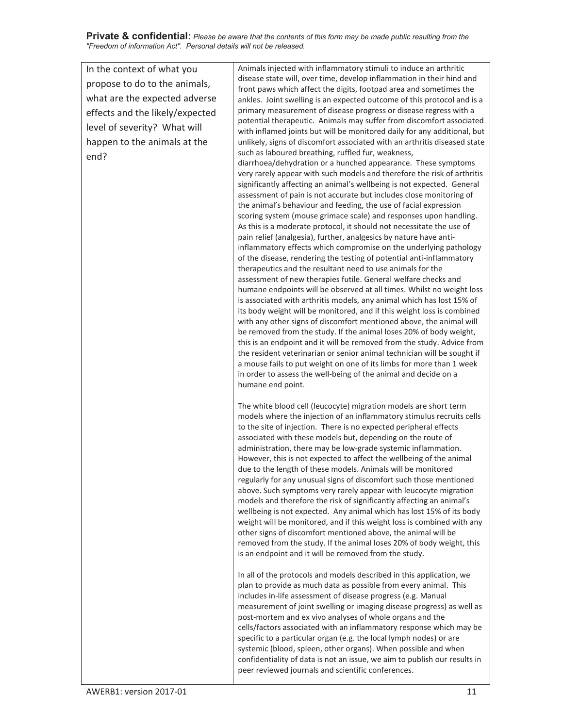**Private & confidential:** *Please be aware that the contents of this form may be made public resulting from the "Freedom of information Act". Personal details will not be released.*

| In the context of what you propose to do to the animals, what are the expected adverse effects and the likely/expected level of severity? What will happen to the animals at the end? | Animals injected with inflammatory stimuli to induce an arthritic disease state will, over time, develop inflammation in their hind and front paws which affect the digits, footpad area and sometimes the ankles. Joint swelling is an expected outcome of this protocol and is a primary measurement of disease progress or disease regress with a potential therapeutic. Animals may suffer from discomfort associated with inflamed joints but will be monitored daily for any additional, but unlikely, signs of discomfort associated with an arthritis diseased state such as laboured breathing, ruffled fur, weakness, diarrhoea/dehydration or a hunched appearance. These symptoms very rarely appear with such models and therefore the risk of arthritis significantly affecting an animal's wellbeing is not expected. General assessment of pain is not accurate but includes close monitoring of the animal's behaviour and feeding, the use of facial expression scoring system (mouse grimace scale) and responses upon handling. As this is a moderate protocol, it should not necessitate the use of pain relief (analgesia), further, analgesics by nature have anti-inflammatory effects which compromise on the underlying pathology of the disease, rendering the testing of potential anti-inflammatory therapeutics and the resultant need to use animals for the assessment of new therapies futile. General welfare checks and humane endpoints will be observed at all times. Whilst no weight loss is associated with arthritis models, any animal which has lost 15% of its body weight will be monitored, and if this weight loss is combined with any other signs of discomfort mentioned above, the animal will be removed from the study. If the animal loses 20% of body weight, this is an endpoint and it will be removed from the study. Advice from the resident veterinarian or senior animal technician will be sought if a mouse fails to put weight on one of its limbs for more than 1 week in order to assess the well-being of the animal and decide on a humane end point.<br><br>The white blood cell (leucocyte) migration models are short term models where the injection of an inflammatory stimulus recruits cells to the site of injection. There is no expected peripheral effects associated with these models but, depending on the route of administration, there may be low-grade systemic inflammation. However, this is not expected to affect the wellbeing of the animal due to the length of these models. Animals will be monitored regularly for any unusual signs of discomfort such those mentioned above. Such symptoms very rarely appear with leucocyte migration models and therefore the risk of significantly affecting an animal's wellbeing is not expected. Any animal which has lost 15% of its body weight will be monitored, and if this weight loss is combined with any other signs of discomfort mentioned above, the animal will be removed from the study. If the animal loses 20% of body weight, this is an endpoint and it will be removed from the study.<br><br>In all of the protocols and models described in this application, we plan to provide as much data as possible from every animal. This includes in-life assessment of disease progress (e.g. Manual measurement of joint swelling or imaging disease progress) as well as post-mortem and ex vivo analyses of whole organs and the cells/factors associated with an inflammatory response which may be specific to a particular organ (e.g. the local lymph nodes) or are systemic (blood, spleen, other organs). When possible and when confidentiality of data is not an issue, we aim to publish our results in peer reviewed journals and scientific conferences. |
| --- | --- |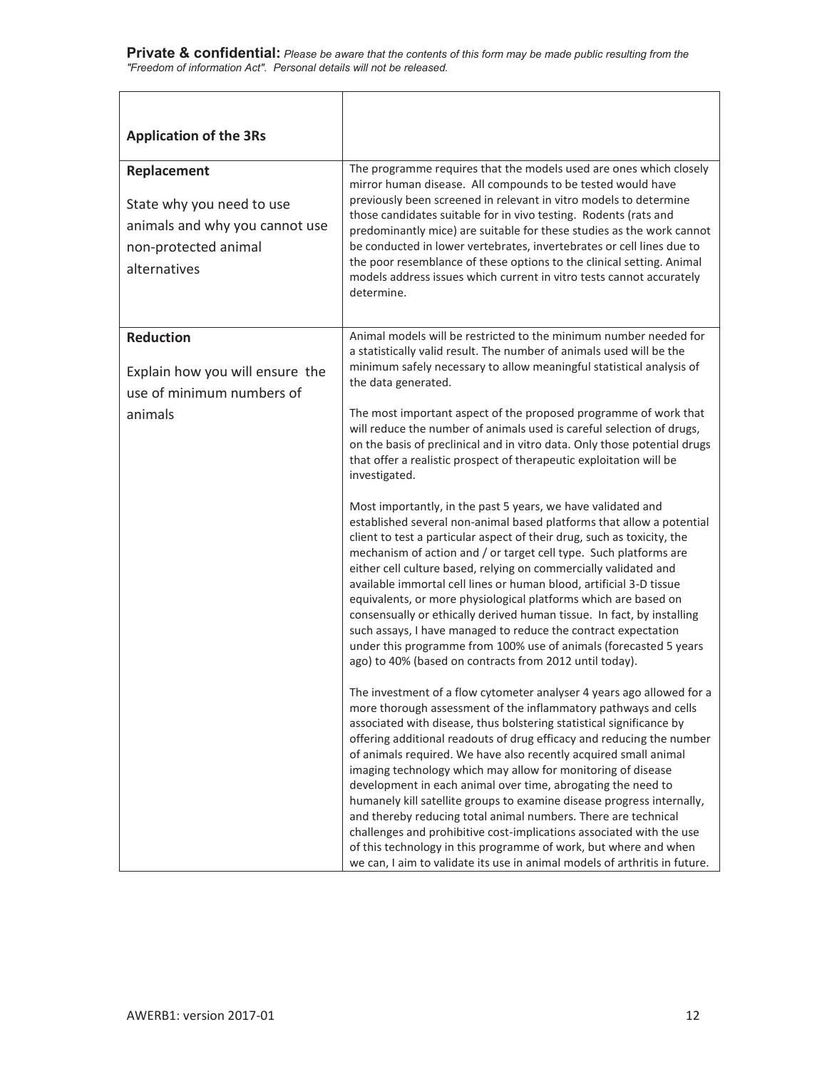**Private & confidential:** *Please be aware that the contents of this form may be made public resulting from the "Freedom of information Act". Personal details will not be released.*

| **Application of the 3Rs** | |
|---|---|
| **Replacement**<br><br>State why you need to use animals and why you cannot use non-protected animal alternatives | The programme requires that the models used are ones which closely mirror human disease. All compounds to be tested would have previously been screened in relevant in vitro models to determine those candidates suitable for in vivo testing. Rodents (rats and predominantly mice) are suitable for these studies as the work cannot be conducted in lower vertebrates, invertebrates or cell lines due to the poor resemblance of these options to the clinical setting. Animal models address issues which current in vitro tests cannot accurately determine. |
| **Reduction**<br><br>Explain how you will ensure the use of minimum numbers of animals | Animal models will be restricted to the minimum number needed for a statistically valid result. The number of animals used will be the minimum safely necessary to allow meaningful statistical analysis of the data generated.<br><br>The most important aspect of the proposed programme of work that will reduce the number of animals used is careful selection of drugs, on the basis of preclinical and in vitro data. Only those potential drugs that offer a realistic prospect of therapeutic exploitation will be investigated.<br><br>Most importantly, in the past 5 years, we have validated and established several non-animal based platforms that allow a potential client to test a particular aspect of their drug, such as toxicity, the mechanism of action and / or target cell type. Such platforms are either cell culture based, relying on commercially validated and available immortal cell lines or human blood, artificial 3-D tissue equivalents, or more physiological platforms which are based on consensually or ethically derived human tissue. In fact, by installing such assays, I have managed to reduce the contract expectation under this programme from 100% use of animals (forecasted 5 years ago) to 40% (based on contracts from 2012 until today).<br><br>The investment of a flow cytometer analyser 4 years ago allowed for a more thorough assessment of the inflammatory pathways and cells associated with disease, thus bolstering statistical significance by offering additional readouts of drug efficacy and reducing the number of animals required. We have also recently acquired small animal imaging technology which may allow for monitoring of disease development in each animal over time, abrogating the need to humanely kill satellite groups to examine disease progress internally, and thereby reducing total animal numbers. There are technical challenges and prohibitive cost-implications associated with the use of this technology in this programme of work, but where and when we can, I aim to validate its use in animal models of arthritis in future. |

AWERB1: version 2017-01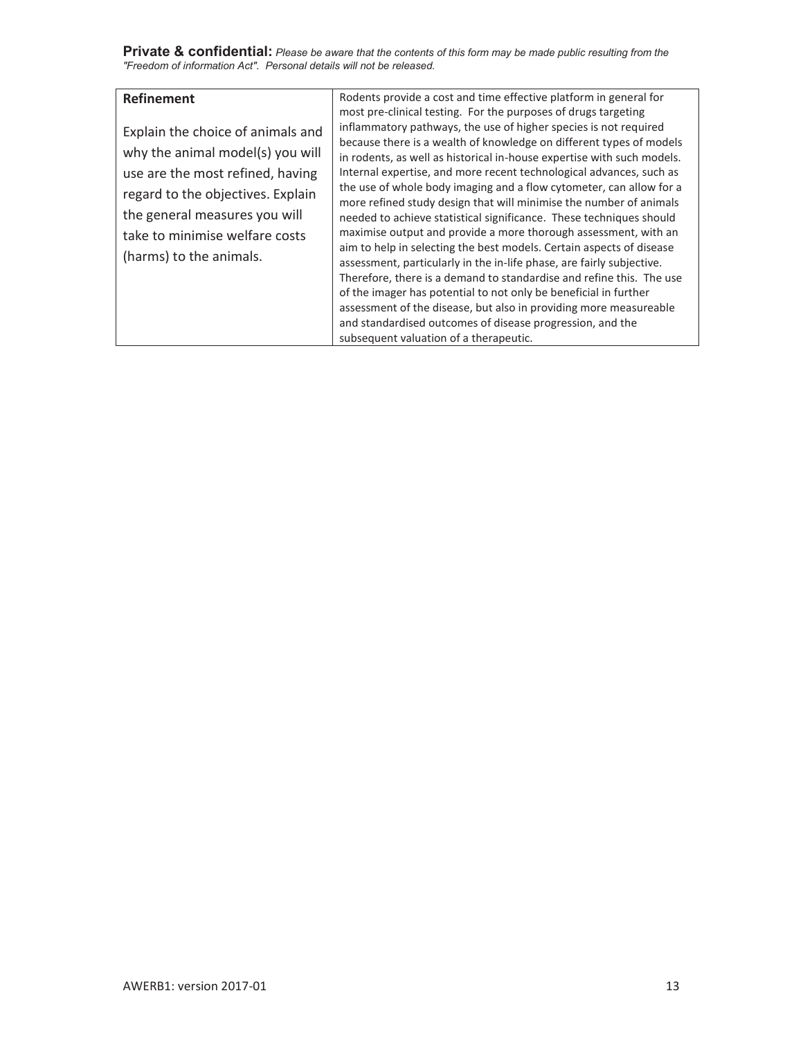**Private & confidential:** *Please be aware that the contents of this form may be made public resulting from the "Freedom of information Act". Personal details will not be released.*

| | |
|---|---|
| **Refinement**<br><br>Explain the choice of animals and why the animal model(s) you will use are the most refined, having regard to the objectives. Explain the general measures you will take to minimise welfare costs (harms) to the animals. | Rodents provide a cost and time effective platform in general for most pre-clinical testing. For the purposes of drugs targeting inflammatory pathways, the use of higher species is not required because there is a wealth of knowledge on different types of models in rodents, as well as historical in-house expertise with such models. Internal expertise, and more recent technological advances, such as the use of whole body imaging and a flow cytometer, can allow for a more refined study design that will minimise the number of animals needed to achieve statistical significance. These techniques should maximise output and provide a more thorough assessment, with an aim to help in selecting the best models. Certain aspects of disease assessment, particularly in the in-life phase, are fairly subjective. Therefore, there is a demand to standardise and refine this. The use of the imager has potential to not only be beneficial in further assessment of the disease, but also in providing more measureable and standardised outcomes of disease progression, and the subsequent valuation of a therapeutic. |

AWERB1: version 2017-01